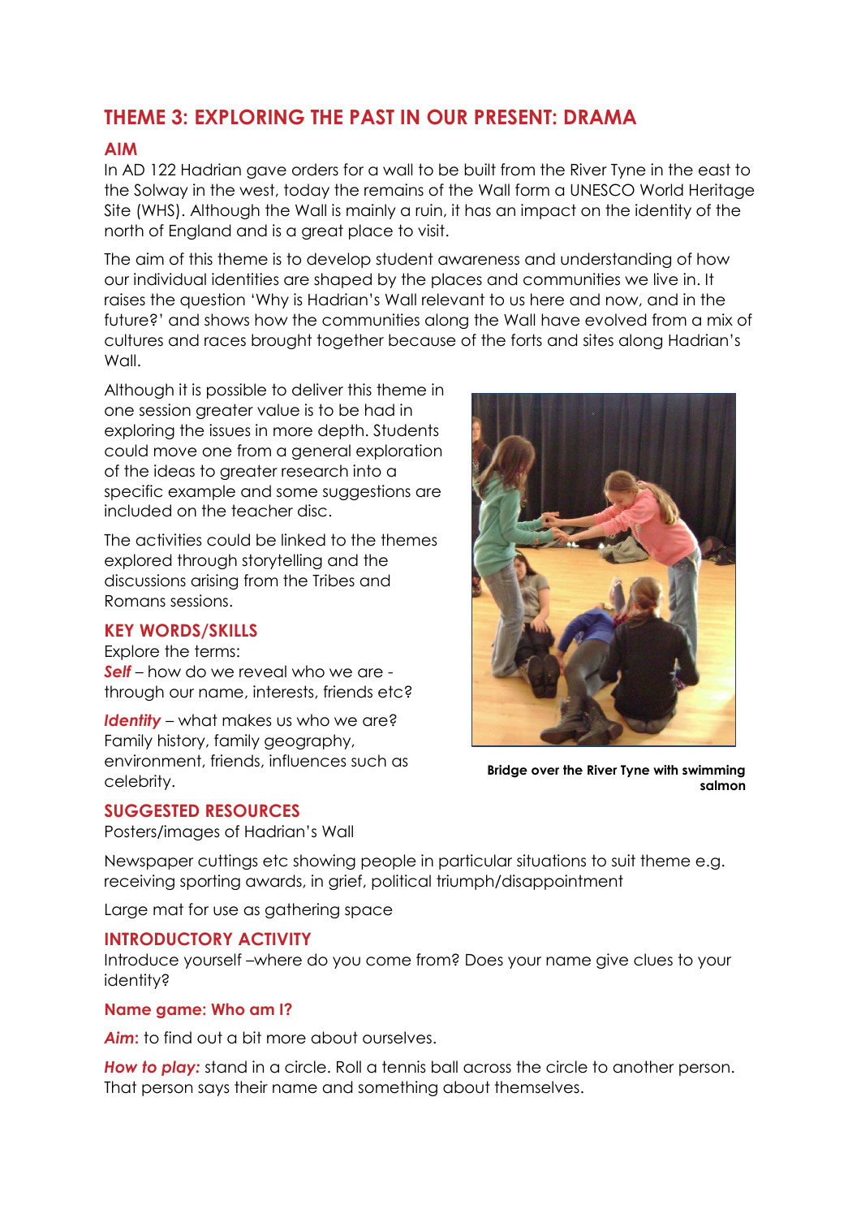## THEME 3: EXPLORING THE PAST IN OUR PRESENT: DRAMA

### AIM

In AD 122 Hadrian gave orders for a wall to be built from the River Tyne in the east to the Solway in the west, today the remains of the Wall form a UNESCO World Heritage Site (WHS). Although the Wall is mainly a ruin, it has an impact on the identity of the north of England and is a great place to visit.

The aim of this theme is to develop student awareness and understanding of how our individual identities are shaped by the places and communities we live in. It raises the question 'Why is Hadrian's Wall relevant to us here and now, and in the future?' and shows how the communities along the Wall have evolved from a mix of cultures and races brought together because of the forts and sites along Hadrian's Wall.

Although it is possible to deliver this theme in one session greater value is to be had in exploring the issues in more depth. Students could move one from a general exploration of the ideas to greater research into a specific example and some suggestions are included on the teacher disc.

The activities could be linked to the themes explored through storytelling and the discussions arising from the Tribes and Romans sessions.

**Bridge over the River Tyne with swimming salmon**

### KEY WORDS/SKILLS

Explore the terms:

***Self*** – how do we reveal who we are - through our name, interests, friends etc?

***Identity*** – what makes us who we are? Family history, family geography, environment, friends, influences such as celebrity.

### SUGGESTED RESOURCES

Posters/images of Hadrian's Wall

Newspaper cuttings etc showing people in particular situations to suit theme e.g. receiving sporting awards, in grief, political triumph/disappointment

Large mat for use as gathering space

### INTRODUCTORY ACTIVITY

Introduce yourself –where do you come from? Does your name give clues to your identity?

#### Name game: Who am I?

***Aim:*** to find out a bit more about ourselves.

***How to play:*** stand in a circle. Roll a tennis ball across the circle to another person. That person says their name and something about themselves.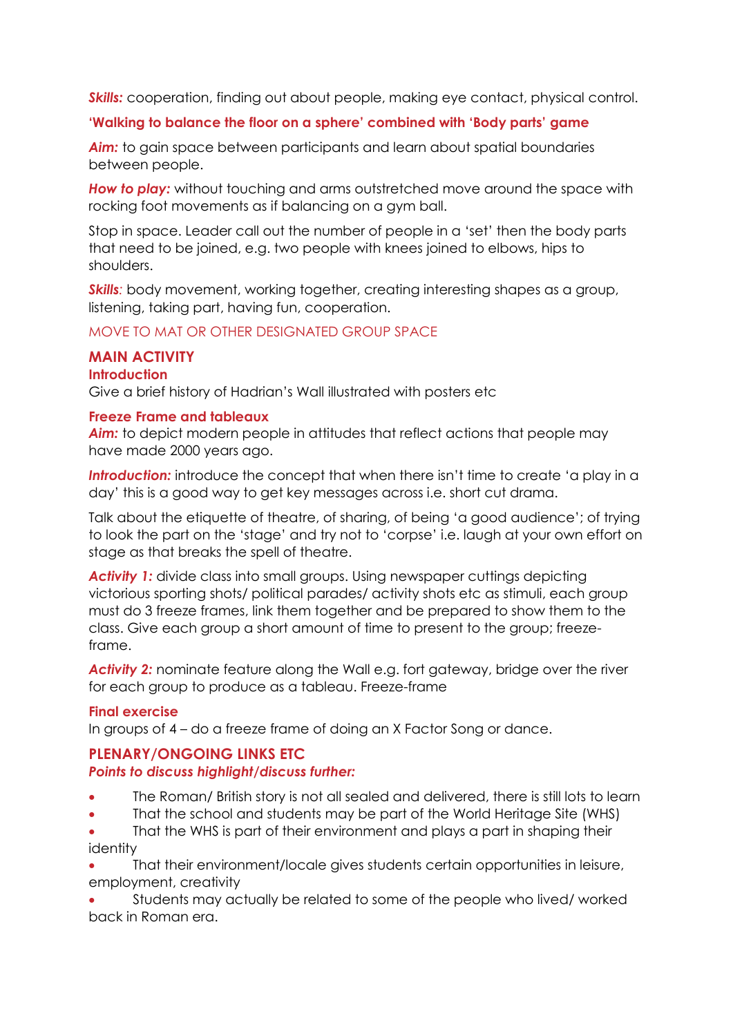***Skills:*** cooperation, finding out about people, making eye contact, physical control.

**'Walking to balance the floor on a sphere' combined with 'Body parts' game**

***Aim:*** to gain space between participants and learn about spatial boundaries between people.

***How to play:*** without touching and arms outstretched move around the space with rocking foot movements as if balancing on a gym ball.

Stop in space. Leader call out the number of people in a 'set' then the body parts that need to be joined, e.g. two people with knees joined to elbows, hips to shoulders.

***Skills**:* body movement, working together, creating interesting shapes as a group, listening, taking part, having fun, cooperation.

MOVE TO MAT OR OTHER DESIGNATED GROUP SPACE

## MAIN ACTIVITY

### Introduction

Give a brief history of Hadrian's Wall illustrated with posters etc

### Freeze Frame and tableaux

***Aim:*** to depict modern people in attitudes that reflect actions that people may have made 2000 years ago.

***Introduction:*** introduce the concept that when there isn't time to create 'a play in a day' this is a good way to get key messages across i.e. short cut drama.

Talk about the etiquette of theatre, of sharing, of being 'a good audience'; of trying to look the part on the 'stage' and try not to 'corpse' i.e. laugh at your own effort on stage as that breaks the spell of theatre.

***Activity 1:*** divide class into small groups. Using newspaper cuttings depicting victorious sporting shots/ political parades/ activity shots etc as stimuli, each group must do 3 freeze frames, link them together and be prepared to show them to the class. Give each group a short amount of time to present to the group; freeze-frame.

***Activity 2:*** nominate feature along the Wall e.g. fort gateway, bridge over the river for each group to produce as a tableau. Freeze-frame

### Final exercise

In groups of 4 – do a freeze frame of doing an X Factor Song or dance.

## PLENARY/ONGOING LINKS ETC

***Points to discuss highlight/discuss further:***

- The Roman/ British story is not all sealed and delivered, there is still lots to learn
- That the school and students may be part of the World Heritage Site (WHS)
- That the WHS is part of their environment and plays a part in shaping their identity
- That their environment/locale gives students certain opportunities in leisure, employment, creativity
- Students may actually be related to some of the people who lived/ worked back in Roman era.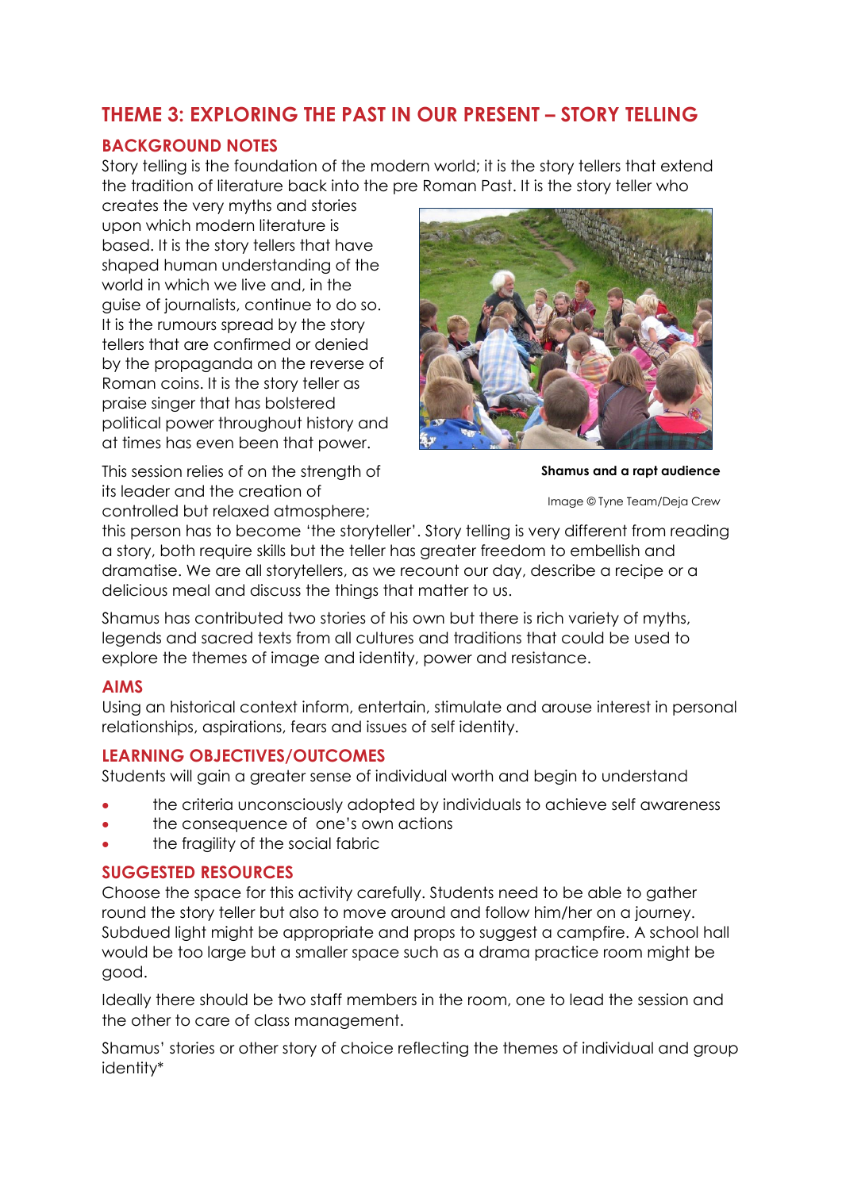## THEME 3: EXPLORING THE PAST IN OUR PRESENT – STORY TELLING

### BACKGROUND NOTES

Story telling is the foundation of the modern world; it is the story tellers that extend the tradition of literature back into the pre Roman Past. It is the story teller who creates the very myths and stories upon which modern literature is based. It is the story tellers that have shaped human understanding of the world in which we live and, in the guise of journalists, continue to do so. It is the rumours spread by the story tellers that are confirmed or denied by the propaganda on the reverse of Roman coins. It is the story teller as praise singer that has bolstered political power throughout history and at times has even been that power.

**Shamus and a rapt audience**

Image © Tyne Team/Deja Crew

This session relies of on the strength of its leader and the creation of controlled but relaxed atmosphere; this person has to become 'the storyteller'. Story telling is very different from reading a story, both require skills but the teller has greater freedom to embellish and dramatise. We are all storytellers, as we recount our day, describe a recipe or a delicious meal and discuss the things that matter to us.

Shamus has contributed two stories of his own but there is rich variety of myths, legends and sacred texts from all cultures and traditions that could be used to explore the themes of image and identity, power and resistance.

### AIMS

Using an historical context inform, entertain, stimulate and arouse interest in personal relationships, aspirations, fears and issues of self identity.

### LEARNING OBJECTIVES/OUTCOMES

Students will gain a greater sense of individual worth and begin to understand

- the criteria unconsciously adopted by individuals to achieve self awareness
- the consequence of one's own actions
- the fragility of the social fabric

### SUGGESTED RESOURCES

Choose the space for this activity carefully. Students need to be able to gather round the story teller but also to move around and follow him/her on a journey. Subdued light might be appropriate and props to suggest a campfire. A school hall would be too large but a smaller space such as a drama practice room might be good.

Ideally there should be two staff members in the room, one to lead the session and the other to care of class management.

Shamus' stories or other story of choice reflecting the themes of individual and group identity*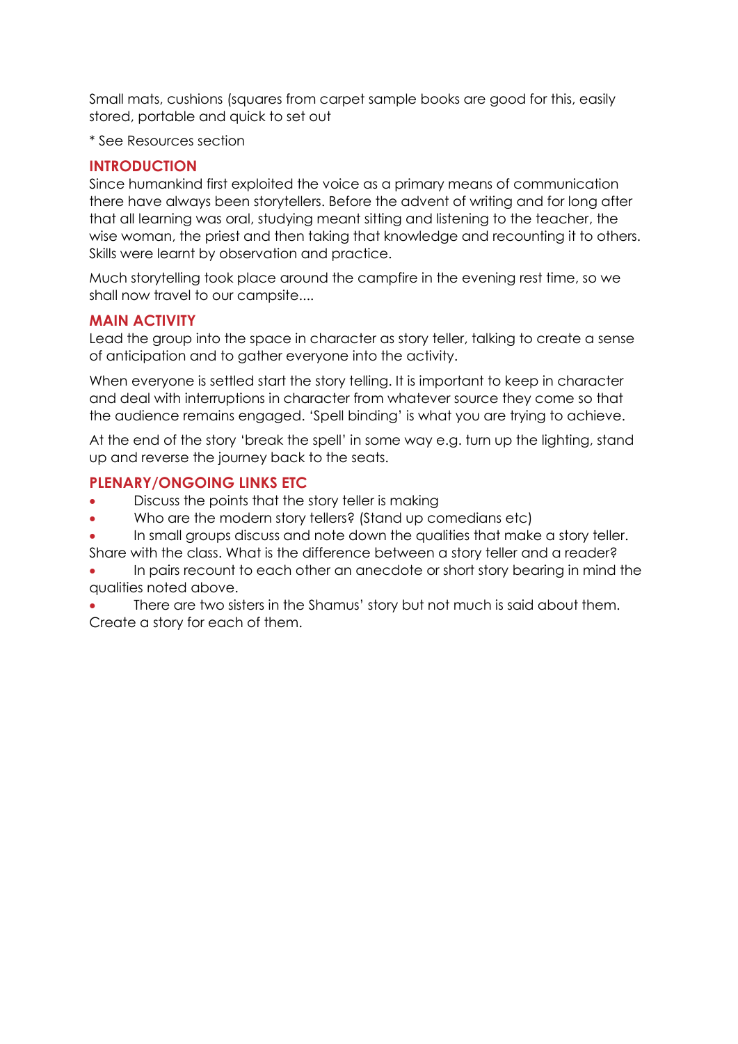Small mats, cushions (squares from carpet sample books are good for this, easily stored, portable and quick to set out

* See Resources section

## INTRODUCTION

Since humankind first exploited the voice as a primary means of communication there have always been storytellers. Before the advent of writing and for long after that all learning was oral, studying meant sitting and listening to the teacher, the wise woman, the priest and then taking that knowledge and recounting it to others. Skills were learnt by observation and practice.

Much storytelling took place around the campfire in the evening rest time, so we shall now travel to our campsite....

## MAIN ACTIVITY

Lead the group into the space in character as story teller, talking to create a sense of anticipation and to gather everyone into the activity.

When everyone is settled start the story telling. It is important to keep in character and deal with interruptions in character from whatever source they come so that the audience remains engaged. 'Spell binding' is what you are trying to achieve.

At the end of the story 'break the spell' in some way e.g. turn up the lighting, stand up and reverse the journey back to the seats.

## PLENARY/ONGOING LINKS ETC

- Discuss the points that the story teller is making
- Who are the modern story tellers? (Stand up comedians etc)
- In small groups discuss and note down the qualities that make a story teller. Share with the class. What is the difference between a story teller and a reader?
- In pairs recount to each other an anecdote or short story bearing in mind the qualities noted above.
- There are two sisters in the Shamus' story but not much is said about them. Create a story for each of them.